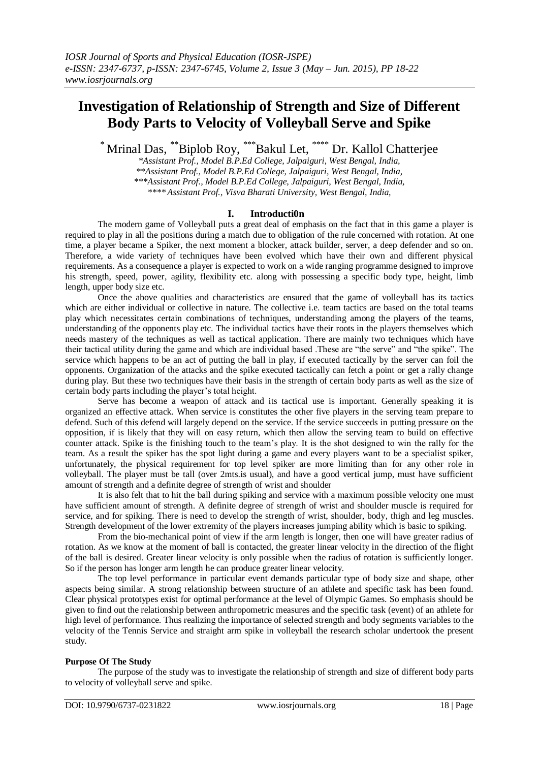# Investigation of Relationship of Strength and Size of Different Body Parts to Velocity of Volleyball Serve and Spike

[*] Mrinal Das, [**] Biplob Roy, [***] Bakul Let, [****] Dr. Kallol Chatterjee

*Assistant Prof., Model B.P.Ed College, Jalpaiguri, West Bengal, India,*
*\*\*Assistant Prof., Model B.P.Ed College, Jalpaiguri, West Bengal, India,*
*\*\*\*Assistant Prof., Model B.P.Ed College, Jalpaiguri, West Bengal, India,*
*\*\*\*\* Assistant Prof., Visva Bharati University, West Bengal, India,*

## I. Introducti0n

The modern game of Volleyball puts a great deal of emphasis on the fact that in this game a player is required to play in all the positions during a match due to obligation of the rule concerned with rotation. At one time, a player became a Spiker, the next moment a blocker, attack builder, server, a deep defender and so on. Therefore, a wide variety of techniques have been evolved which have their own and different physical requirements. As a consequence a player is expected to work on a wide ranging programme designed to improve his strength, speed, power, agility, flexibility etc. along with possessing a specific body type, height, limb length, upper body size etc.

Once the above qualities and characteristics are ensured that the game of volleyball has its tactics which are either individual or collective in nature. The collective i.e. team tactics are based on the total teams play which necessitates certain combinations of techniques, understanding among the players of the teams, understanding of the opponents play etc. The individual tactics have their roots in the players themselves which needs mastery of the techniques as well as tactical application. There are mainly two techniques which have their tactical utility during the game and which are individual based .These are "the serve" and "the spike". The service which happens to be an act of putting the ball in play, if executed tactically by the server can foil the opponents. Organization of the attacks and the spike executed tactically can fetch a point or get a rally change during play. But these two techniques have their basis in the strength of certain body parts as well as the size of certain body parts including the player's total height.

Serve has become a weapon of attack and its tactical use is important. Generally speaking it is organized an effective attack. When service is constitutes the other five players in the serving team prepare to defend. Such of this defend will largely depend on the service. If the service succeeds in putting pressure on the opposition, if is likely that they will on easy return, which then allow the serving team to build on effective counter attack. Spike is the finishing touch to the team's play. It is the shot designed to win the rally for the team. As a result the spiker has the spot light during a game and every players want to be a specialist spiker, unfortunately, the physical requirement for top level spiker are more limiting than for any other role in volleyball. The player must be tall (over 2mts.is usual), and have a good vertical jump, must have sufficient amount of strength and a definite degree of strength of wrist and shoulder

It is also felt that to hit the ball during spiking and service with a maximum possible velocity one must have sufficient amount of strength. A definite degree of strength of wrist and shoulder muscle is required for service, and for spiking. There is need to develop the strength of wrist, shoulder, body, thigh and leg muscles. Strength development of the lower extremity of the players increases jumping ability which is basic to spiking.

From the bio-mechanical point of view if the arm length is longer, then one will have greater radius of rotation. As we know at the moment of ball is contacted, the greater linear velocity in the direction of the flight of the ball is desired. Greater linear velocity is only possible when the radius of rotation is sufficiently longer. So if the person has longer arm length he can produce greater linear velocity.

The top level performance in particular event demands particular type of body size and shape, other aspects being similar. A strong relationship between structure of an athlete and specific task has been found. Clear physical prototypes exist for optimal performance at the level of Olympic Games. So emphasis should be given to find out the relationship between anthropometric measures and the specific task (event) of an athlete for high level of performance. Thus realizing the importance of selected strength and body segments variables to the velocity of the Tennis Service and straight arm spike in volleyball the research scholar undertook the present study.

**Purpose Of The Study**

The purpose of the study was to investigate the relationship of strength and size of different body parts to velocity of volleyball serve and spike.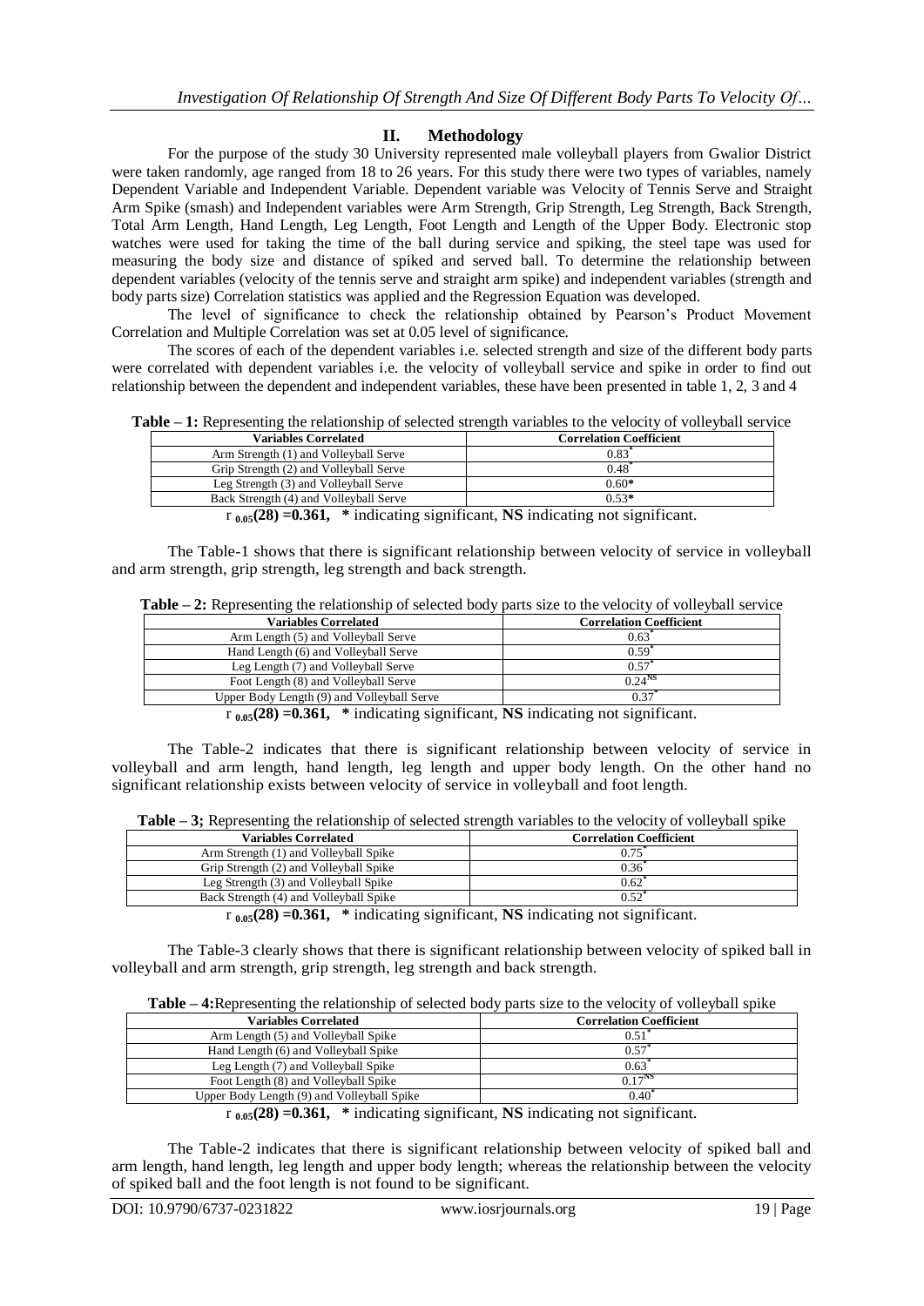## II. Methodology

For the purpose of the study 30 University represented male volleyball players from Gwalior District were taken randomly, age ranged from 18 to 26 years. For this study there were two types of variables, namely Dependent Variable and Independent Variable. Dependent variable was Velocity of Tennis Serve and Straight Arm Spike (smash) and Independent variables were Arm Strength, Grip Strength, Leg Strength, Back Strength, Total Arm Length, Hand Length, Leg Length, Foot Length and Length of the Upper Body. Electronic stop watches were used for taking the time of the ball during service and spiking, the steel tape was used for measuring the body size and distance of spiked and served ball. To determine the relationship between dependent variables (velocity of the tennis serve and straight arm spike) and independent variables (strength and body parts size) Correlation statistics was applied and the Regression Equation was developed.

The level of significance to check the relationship obtained by Pearson's Product Movement Correlation and Multiple Correlation was set at 0.05 level of significance.

The scores of each of the dependent variables i.e. selected strength and size of the different body parts were correlated with dependent variables i.e. the velocity of volleyball service and spike in order to find out relationship between the dependent and independent variables, these have been presented in table 1, 2, 3 and 4

**Table – 1:** Representing the relationship of selected strength variables to the velocity of volleyball service

| Variables Correlated | Correlation Coefficient |
|---|---|
| Arm Strength (1) and Volleyball Serve | 0.83* |
| Grip Strength (2) and Volleyball Serve | 0.48* |
| Leg Strength (3) and Volleyball Serve | 0.60* |
| Back Strength (4) and Volleyball Serve | 0.53* |

$r_{0.05}(28) = 0.361$, * indicating significant, **NS** indicating not significant.

The Table-1 shows that there is significant relationship between velocity of service in volleyball and arm strength, grip strength, leg strength and back strength.

**Table – 2:** Representing the relationship of selected body parts size to the velocity of volleyball service

| Variables Correlated | Correlation Coefficient |
|---|---|
| Arm Length (5) and Volleyball Serve | 0.63* |
| Hand Length (6) and Volleyball Serve | 0.59* |
| Leg Length (7) and Volleyball Serve | 0.57* |
| Foot Length (8) and Volleyball Serve | 0.24NS |
| Upper Body Length (9) and Volleyball Serve | 0.37* |

$r_{0.05}(28) = 0.361$, * indicating significant, **NS** indicating not significant.

The Table-2 indicates that there is significant relationship between velocity of service in volleyball and arm length, hand length, leg length and upper body length. On the other hand no significant relationship exists between velocity of service in volleyball and foot length.

**Table – 3;** Representing the relationship of selected strength variables to the velocity of volleyball spike

| Variables Correlated | Correlation Coefficient |
|---|---|
| Arm Strength (1) and Volleyball Spike | 0.75* |
| Grip Strength (2) and Volleyball Spike | 0.36* |
| Leg Strength (3) and Volleyball Spike | 0.62* |
| Back Strength (4) and Volleyball Spike | 0.52* |

$r_{0.05}(28) = 0.361$, * indicating significant, **NS** indicating not significant.

The Table-3 clearly shows that there is significant relationship between velocity of spiked ball in volleyball and arm strength, grip strength, leg strength and back strength.

**Table – 4:**Representing the relationship of selected body parts size to the velocity of volleyball spike

| Variables Correlated | Correlation Coefficient |
|---|---|
| Arm Length (5) and Volleyball Spike | 0.51* |
| Hand Length (6) and Volleyball Spike | 0.57* |
| Leg Length (7) and Volleyball Spike | 0.63* |
| Foot Length (8) and Volleyball Spike | 0.17NS |
| Upper Body Length (9) and Volleyball Spike | 0.40* |

$r_{0.05}(28) = 0.361$, * indicating significant, **NS** indicating not significant.

The Table-2 indicates that there is significant relationship between velocity of spiked ball and arm length, hand length, leg length and upper body length; whereas the relationship between the velocity of spiked ball and the foot length is not found to be significant.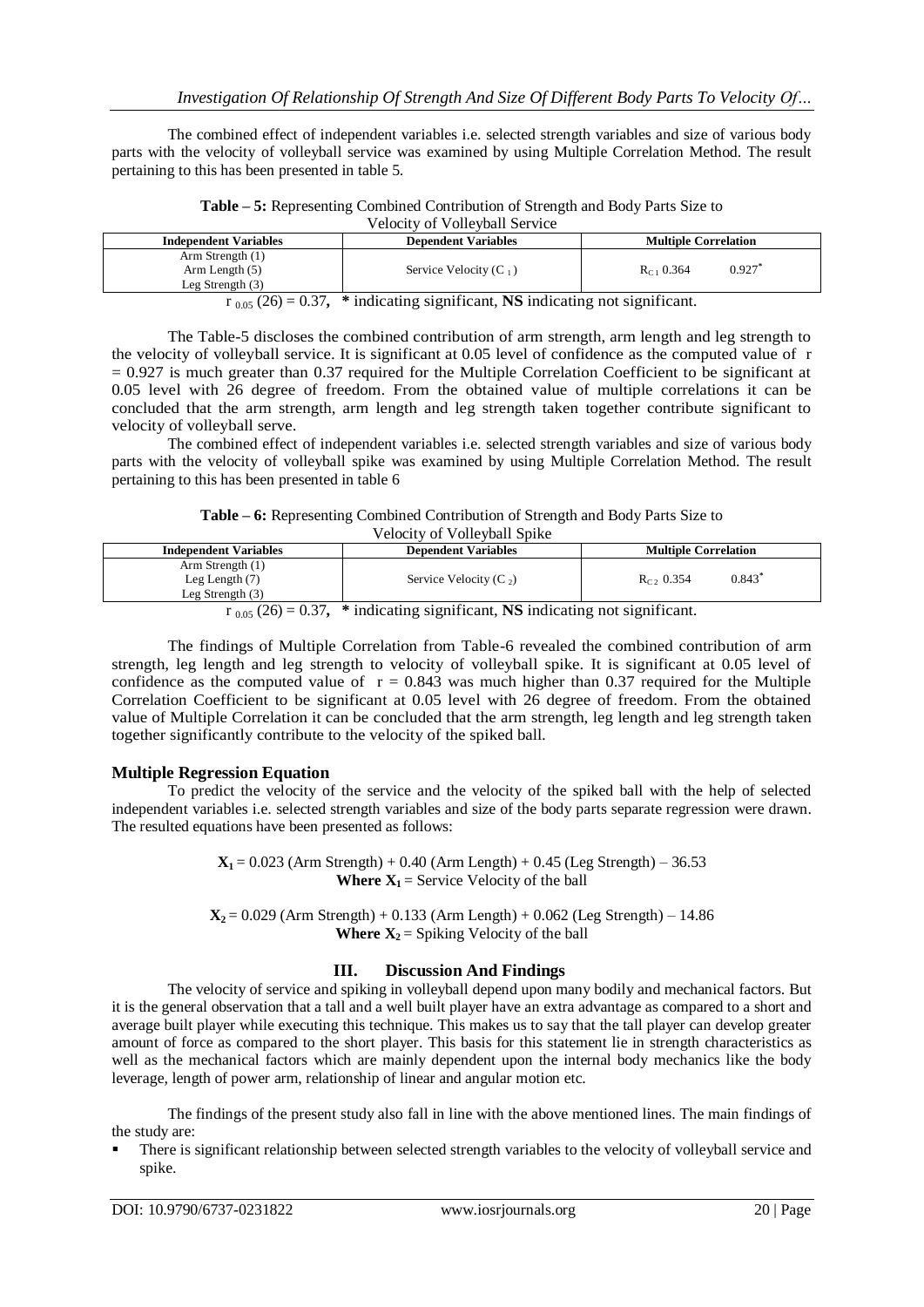The combined effect of independent variables i.e. selected strength variables and size of various body parts with the velocity of volleyball service was examined by using Multiple Correlation Method. The result pertaining to this has been presented in table 5.

**Table – 5:** Representing Combined Contribution of Strength and Body Parts Size to Velocity of Volleyball Service

| Independent Variables | Dependent Variables | Multiple Correlation | |
|---|---|---|---|
| Arm Strength (1)<br>Arm Length (5)<br>Leg Strength (3) | Service Velocity ($C_1$) | $R_{C1}$ 0.364 | 0.927* |

$r_{0.05}(26) = 0.37$, * indicating significant, **NS** indicating not significant.

The Table-5 discloses the combined contribution of arm strength, arm length and leg strength to the velocity of volleyball service. It is significant at 0.05 level of confidence as the computed value of r = 0.927 is much greater than 0.37 required for the Multiple Correlation Coefficient to be significant at 0.05 level with 26 degree of freedom. From the obtained value of multiple correlations it can be concluded that the arm strength, arm length and leg strength taken together contribute significant to velocity of volleyball serve.

The combined effect of independent variables i.e. selected strength variables and size of various body parts with the velocity of volleyball spike was examined by using Multiple Correlation Method. The result pertaining to this has been presented in table 6

**Table – 6:** Representing Combined Contribution of Strength and Body Parts Size to Velocity of Volleyball Spike

| Independent Variables | Dependent Variables | Multiple Correlation | |
|---|---|---|---|
| Arm Strength (1)<br>Leg Length (7)<br>Leg Strength (3) | Service Velocity ($C_2$) | $R_{C2}$ 0.354 | 0.843* |

$r_{0.05}(26) = 0.37$, * indicating significant, **NS** indicating not significant.

The findings of Multiple Correlation from Table-6 revealed the combined contribution of arm strength, leg length and leg strength to velocity of volleyball spike. It is significant at 0.05 level of confidence as the computed value of r = 0.843 was much higher than 0.37 required for the Multiple Correlation Coefficient to be significant at 0.05 level with 26 degree of freedom. From the obtained value of Multiple Correlation it can be concluded that the arm strength, leg length and leg strength taken together significantly contribute to the velocity of the spiked ball.

## Multiple Regression Equation

To predict the velocity of the service and the velocity of the spiked ball with the help of selected independent variables i.e. selected strength variables and size of the body parts separate regression were drawn. The resulted equations have been presented as follows:

$$\mathbf{X_1} = 0.023\,(\text{Arm Strength}) + 0.40\,(\text{Arm Length}) + 0.45\,(\text{Leg Strength}) - 36.53$$

**Where $X_1$** = Service Velocity of the ball

$$\mathbf{X_2} = 0.029\,(\text{Arm Strength}) + 0.133\,(\text{Arm Length}) + 0.062\,(\text{Leg Strength}) - 14.86$$

**Where $X_2$** = Spiking Velocity of the ball

## III. Discussion And Findings

The velocity of service and spiking in volleyball depend upon many bodily and mechanical factors. But it is the general observation that a tall and a well built player have an extra advantage as compared to a short and average built player while executing this technique. This makes us to say that the tall player can develop greater amount of force as compared to the short player. This basis for this statement lie in strength characteristics as well as the mechanical factors which are mainly dependent upon the internal body mechanics like the body leverage, length of power arm, relationship of linear and angular motion etc.

The findings of the present study also fall in line with the above mentioned lines. The main findings of the study are:

- There is significant relationship between selected strength variables to the velocity of volleyball service and spike.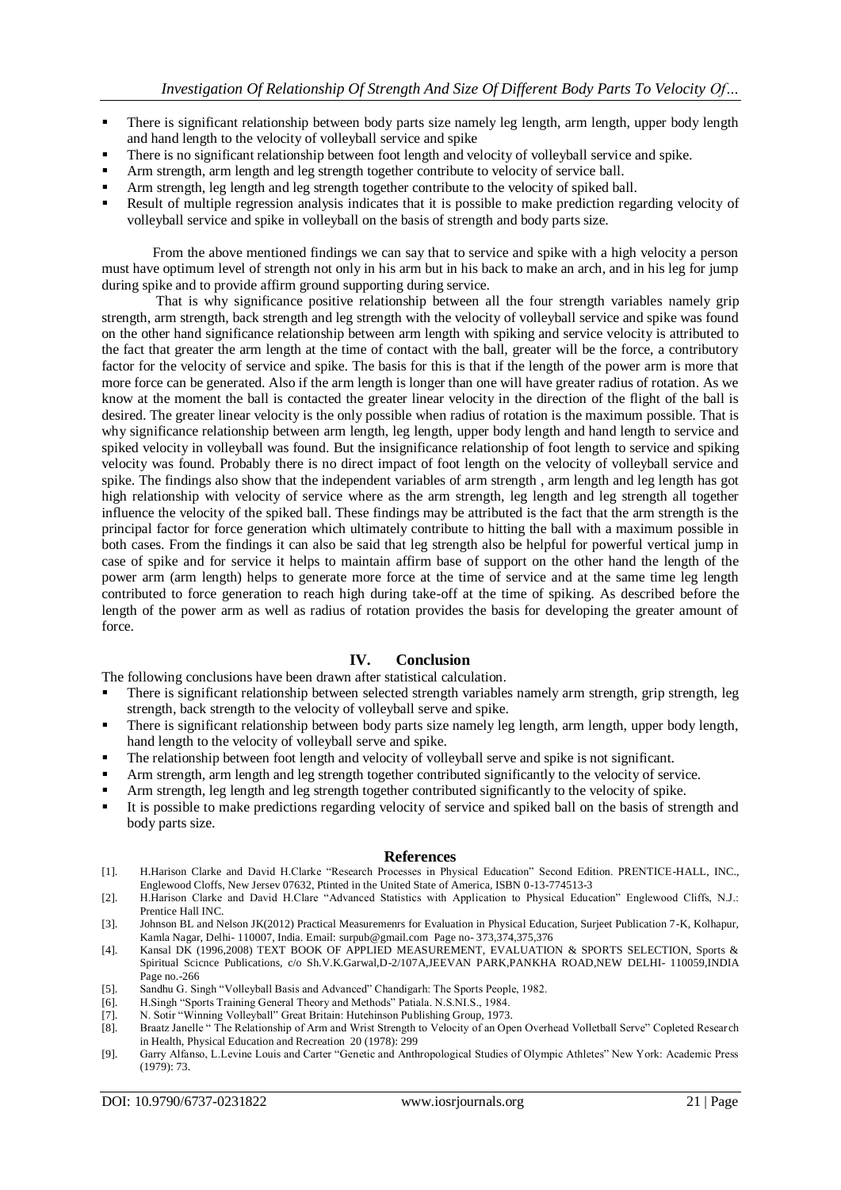- There is significant relationship between body parts size namely leg length, arm length, upper body length and hand length to the velocity of volleyball service and spike
- There is no significant relationship between foot length and velocity of volleyball service and spike.
- Arm strength, arm length and leg strength together contribute to velocity of service ball.
- Arm strength, leg length and leg strength together contribute to the velocity of spiked ball.
- Result of multiple regression analysis indicates that it is possible to make prediction regarding velocity of volleyball service and spike in volleyball on the basis of strength and body parts size.

From the above mentioned findings we can say that to service and spike with a high velocity a person must have optimum level of strength not only in his arm but in his back to make an arch, and in his leg for jump during spike and to provide affirm ground supporting during service.

That is why significance positive relationship between all the four strength variables namely grip strength, arm strength, back strength and leg strength with the velocity of volleyball service and spike was found on the other hand significance relationship between arm length with spiking and service velocity is attributed to the fact that greater the arm length at the time of contact with the ball, greater will be the force, a contributory factor for the velocity of service and spike. The basis for this is that if the length of the power arm is more that more force can be generated. Also if the arm length is longer than one will have greater radius of rotation. As we know at the moment the ball is contacted the greater linear velocity in the direction of the flight of the ball is desired. The greater linear velocity is the only possible when radius of rotation is the maximum possible. That is why significance relationship between arm length, leg length, upper body length and hand length to service and spiked velocity in volleyball was found. But the insignificance relationship of foot length to service and spiking velocity was found. Probably there is no direct impact of foot length on the velocity of volleyball service and spike. The findings also show that the independent variables of arm strength , arm length and leg length has got high relationship with velocity of service where as the arm strength, leg length and leg strength all together influence the velocity of the spiked ball. These findings may be attributed is the fact that the arm strength is the principal factor for force generation which ultimately contribute to hitting the ball with a maximum possible in both cases. From the findings it can also be said that leg strength also be helpful for powerful vertical jump in case of spike and for service it helps to maintain affirm base of support on the other hand the length of the power arm (arm length) helps to generate more force at the time of service and at the same time leg length contributed to force generation to reach high during take-off at the time of spiking. As described before the length of the power arm as well as radius of rotation provides the basis for developing the greater amount of force.

## IV. Conclusion

The following conclusions have been drawn after statistical calculation.

- There is significant relationship between selected strength variables namely arm strength, grip strength, leg strength, back strength to the velocity of volleyball serve and spike.
- There is significant relationship between body parts size namely leg length, arm length, upper body length, hand length to the velocity of volleyball serve and spike.
- The relationship between foot length and velocity of volleyball serve and spike is not significant.
- Arm strength, arm length and leg strength together contributed significantly to the velocity of service.
- Arm strength, leg length and leg strength together contributed significantly to the velocity of spike.
- It is possible to make predictions regarding velocity of service and spiked ball on the basis of strength and body parts size.

## References

[1]. H.Harison Clarke and David H.Clarke "Research Processes in Physical Education" Second Edition. PRENTICE-HALL, INC., Englewood Cloffs, New Jersev 07632, Ptinted in the United State of America, ISBN 0-13-774513-3

[2]. H.Harison Clarke and David H.Clare "Advanced Statistics with Application to Physical Education" Englewood Cliffs, N.J.: Prentice Hall INC.

[3]. Johnson BL and Nelson JK(2012) Practical Measuremenrs for Evaluation in Physical Education, Surjeet Publication 7-K, Kolhapur, Kamla Nagar, Delhi- 110007, India. Email: surpub@gmail.com Page no- 373,374,375,376

[4]. Kansal DK (1996,2008) TEXT BOOK OF APPLIED MEASUREMENT, EVALUATION & SPORTS SELECTION, Sports & Spiritual Scicnce Publications, c/o Sh.V.K.Garwal,D-2/107A,JEEVAN PARK,PANKHA ROAD,NEW DELHI- 110059,INDIA Page no.-266

[5]. Sandhu G. Singh "Volleyball Basis and Advanced" Chandigarh: The Sports People, 1982.

[6]. H.Singh "Sports Training General Theory and Methods" Patiala. N.S.NI.S., 1984.

[7]. N. Sotir "Winning Volleyball" Great Britain: Hutehinson Publishing Group, 1973.

[8]. Braatz Janelle " The Relationship of Arm and Wrist Strength to Velocity of an Open Overhead Volletball Serve" Copleted Research in Health, Physical Education and Recreation 20 (1978): 299

[9]. Garry Alfanso, L.Levine Louis and Carter "Genetic and Anthropological Studies of Olympic Athletes" New York: Academic Press (1979): 73.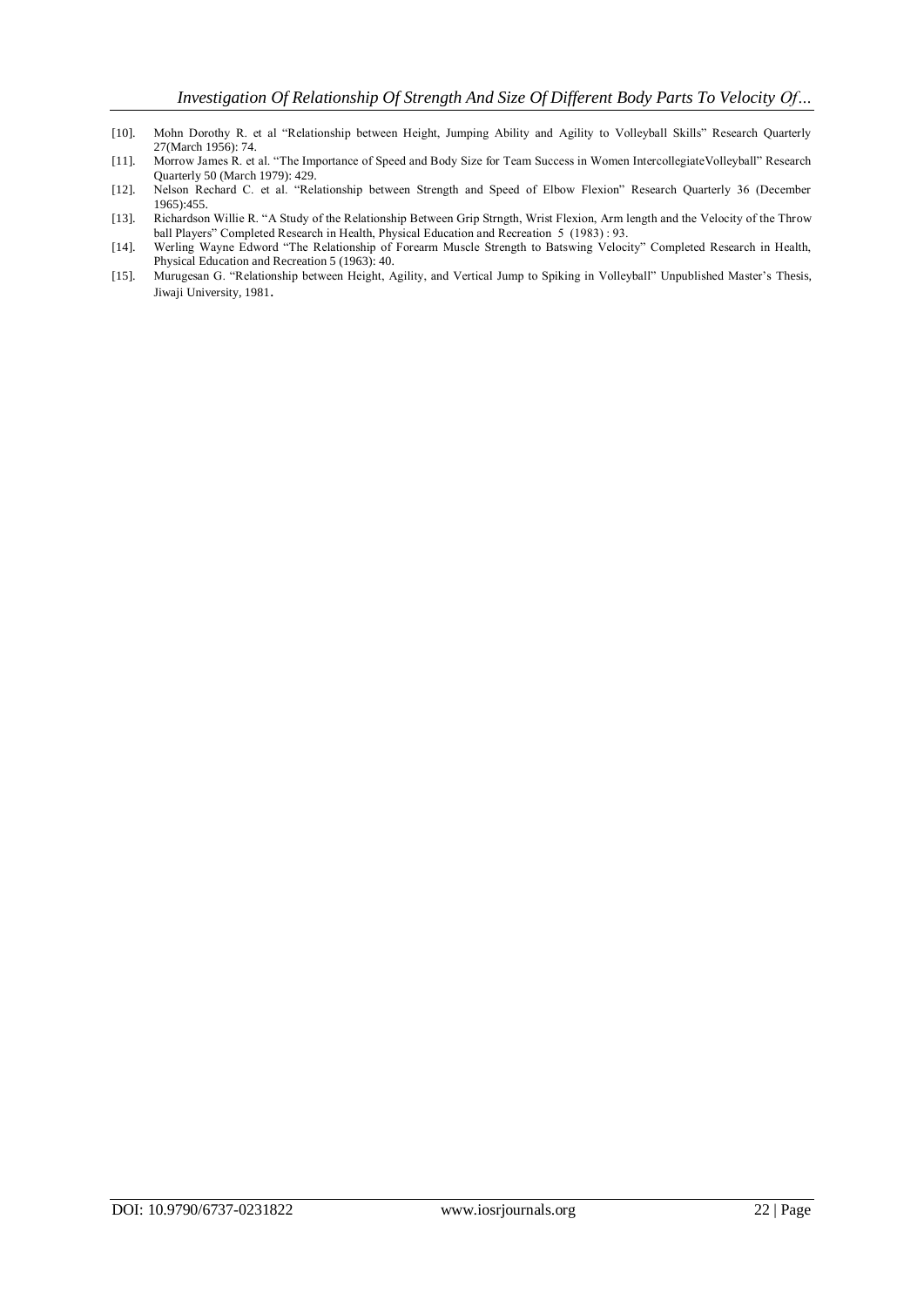[10]. Mohn Dorothy R. et al "Relationship between Height, Jumping Ability and Agility to Volleyball Skills" Research Quarterly 27(March 1956): 74.

[11]. Morrow James R. et al. "The Importance of Speed and Body Size for Team Success in Women IntercollegiateVolleyball" Research Quarterly 50 (March 1979): 429.

[12]. Nelson Rechard C. et al. "Relationship between Strength and Speed of Elbow Flexion" Research Quarterly 36 (December 1965):455.

[13]. Richardson Willie R. "A Study of the Relationship Between Grip Strngth, Wrist Flexion, Arm length and the Velocity of the Throw ball Players" Completed Research in Health, Physical Education and Recreation 5 (1983) : 93.

[14]. Werling Wayne Edword "The Relationship of Forearm Muscle Strength to Batswing Velocity" Completed Research in Health, Physical Education and Recreation 5 (1963): 40.

[15]. Murugesan G. "Relationship between Height, Agility, and Vertical Jump to Spiking in Volleyball" Unpublished Master's Thesis, Jiwaji University, 1981.